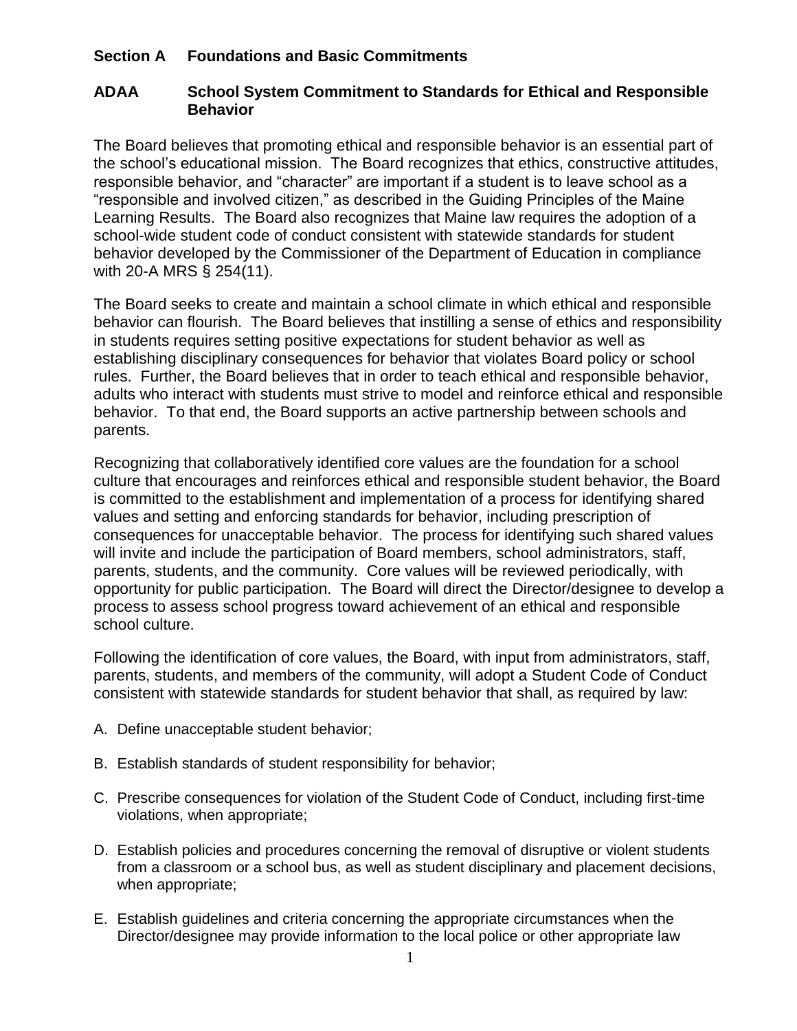## Section A Foundations and Basic Commitments

### ADAA School System Commitment to Standards for Ethical and Responsible Behavior

The Board believes that promoting ethical and responsible behavior is an essential part of the school's educational mission. The Board recognizes that ethics, constructive attitudes, responsible behavior, and "character" are important if a student is to leave school as a "responsible and involved citizen," as described in the Guiding Principles of the Maine Learning Results. The Board also recognizes that Maine law requires the adoption of a school-wide student code of conduct consistent with statewide standards for student behavior developed by the Commissioner of the Department of Education in compliance with 20-A MRS § 254(11).

The Board seeks to create and maintain a school climate in which ethical and responsible behavior can flourish. The Board believes that instilling a sense of ethics and responsibility in students requires setting positive expectations for student behavior as well as establishing disciplinary consequences for behavior that violates Board policy or school rules. Further, the Board believes that in order to teach ethical and responsible behavior, adults who interact with students must strive to model and reinforce ethical and responsible behavior. To that end, the Board supports an active partnership between schools and parents.

Recognizing that collaboratively identified core values are the foundation for a school culture that encourages and reinforces ethical and responsible student behavior, the Board is committed to the establishment and implementation of a process for identifying shared values and setting and enforcing standards for behavior, including prescription of consequences for unacceptable behavior. The process for identifying such shared values will invite and include the participation of Board members, school administrators, staff, parents, students, and the community. Core values will be reviewed periodically, with opportunity for public participation. The Board will direct the Director/designee to develop a process to assess school progress toward achievement of an ethical and responsible school culture.

Following the identification of core values, the Board, with input from administrators, staff, parents, students, and members of the community, will adopt a Student Code of Conduct consistent with statewide standards for student behavior that shall, as required by law:

A. Define unacceptable student behavior;

B. Establish standards of student responsibility for behavior;

C. Prescribe consequences for violation of the Student Code of Conduct, including first-time violations, when appropriate;

D. Establish policies and procedures concerning the removal of disruptive or violent students from a classroom or a school bus, as well as student disciplinary and placement decisions, when appropriate;

E. Establish guidelines and criteria concerning the appropriate circumstances when the Director/designee may provide information to the local police or other appropriate law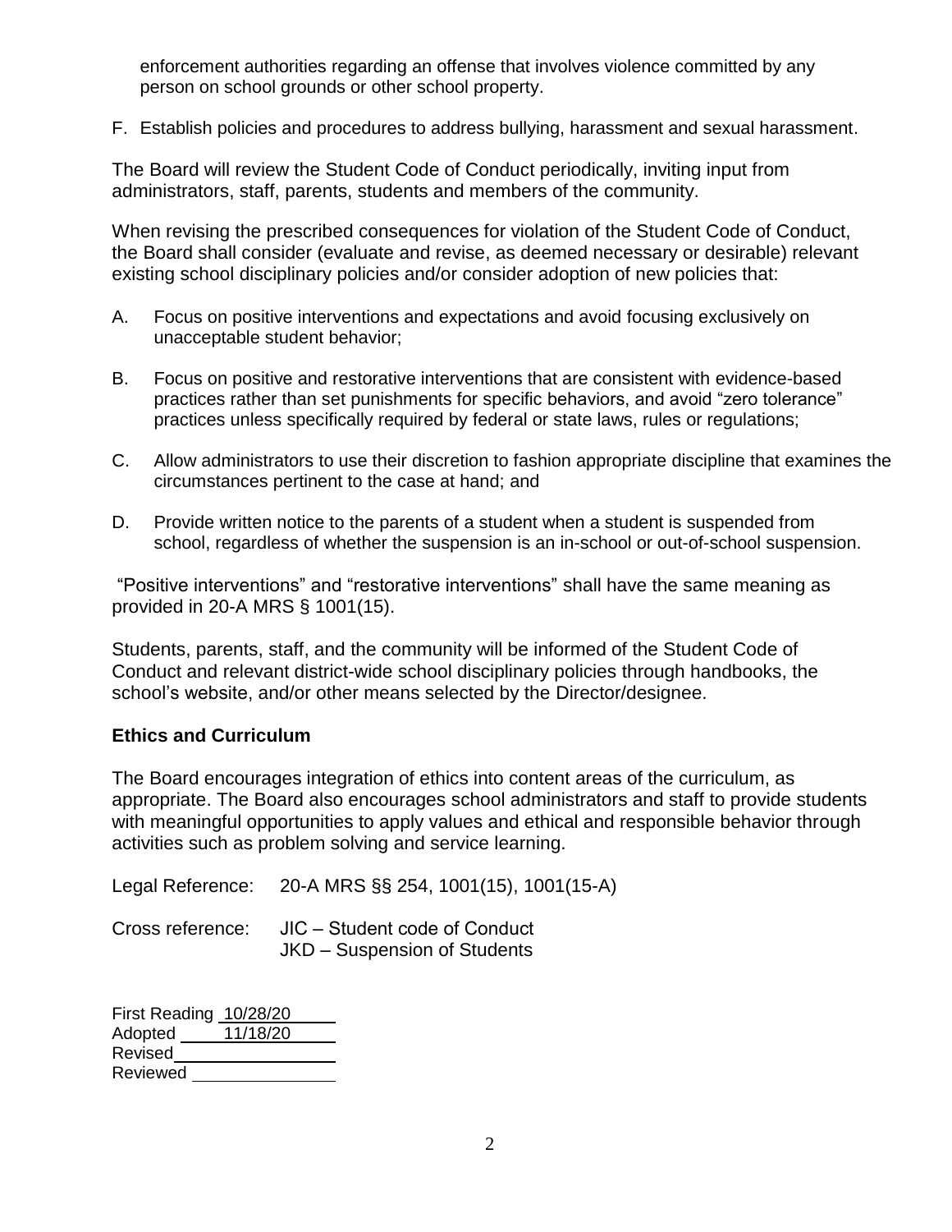enforcement authorities regarding an offense that involves violence committed by any person on school grounds or other school property.

F. Establish policies and procedures to address bullying, harassment and sexual harassment.

The Board will review the Student Code of Conduct periodically, inviting input from administrators, staff, parents, students and members of the community.

When revising the prescribed consequences for violation of the Student Code of Conduct, the Board shall consider (evaluate and revise, as deemed necessary or desirable) relevant existing school disciplinary policies and/or consider adoption of new policies that:

A. Focus on positive interventions and expectations and avoid focusing exclusively on unacceptable student behavior;

B. Focus on positive and restorative interventions that are consistent with evidence-based practices rather than set punishments for specific behaviors, and avoid "zero tolerance" practices unless specifically required by federal or state laws, rules or regulations;

C. Allow administrators to use their discretion to fashion appropriate discipline that examines the circumstances pertinent to the case at hand; and

D. Provide written notice to the parents of a student when a student is suspended from school, regardless of whether the suspension is an in-school or out-of-school suspension.

"Positive interventions" and "restorative interventions" shall have the same meaning as provided in 20-A MRS § 1001(15).

Students, parents, staff, and the community will be informed of the Student Code of Conduct and relevant district-wide school disciplinary policies through handbooks, the school's website, and/or other means selected by the Director/designee.

## Ethics and Curriculum

The Board encourages integration of ethics into content areas of the curriculum, as appropriate. The Board also encourages school administrators and staff to provide students with meaningful opportunities to apply values and ethical and responsible behavior through activities such as problem solving and service learning.

Legal Reference: 20-A MRS §§ 254, 1001(15), 1001(15-A)

Cross reference: JIC – Student code of Conduct
JKD – Suspension of Students

First Reading 10/28/20
Adopted 11/18/20
Revised
Reviewed